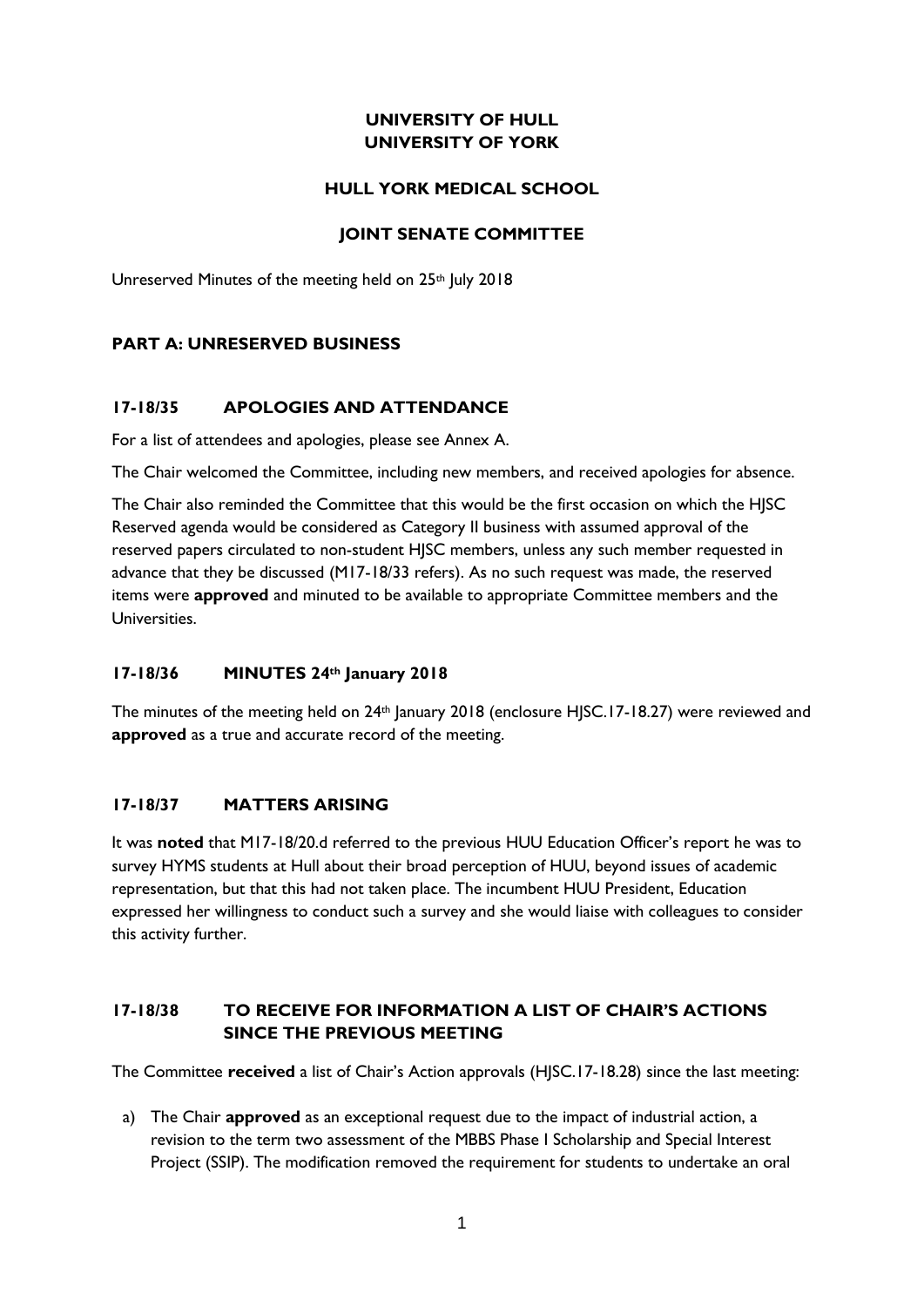**UNIVERSITY OF HULL**
**UNIVERSITY OF YORK**

**HULL YORK MEDICAL SCHOOL**

**JOINT SENATE COMMITTEE**

Unreserved Minutes of the meeting held on 25th July 2018

## PART A: UNRESERVED BUSINESS

### 17-18/35 APOLOGIES AND ATTENDANCE

For a list of attendees and apologies, please see Annex A.

The Chair welcomed the Committee, including new members, and received apologies for absence.

The Chair also reminded the Committee that this would be the first occasion on which the HJSC Reserved agenda would be considered as Category II business with assumed approval of the reserved papers circulated to non-student HJSC members, unless any such member requested in advance that they be discussed (M17-18/33 refers). As no such request was made, the reserved items were **approved** and minuted to be available to appropriate Committee members and the Universities.

### 17-18/36 MINUTES 24th January 2018

The minutes of the meeting held on 24th January 2018 (enclosure HJSC.17-18.27) were reviewed and **approved** as a true and accurate record of the meeting.

### 17-18/37 MATTERS ARISING

It was **noted** that M17-18/20.d referred to the previous HUU Education Officer's report he was to survey HYMS students at Hull about their broad perception of HUU, beyond issues of academic representation, but that this had not taken place. The incumbent HUU President, Education expressed her willingness to conduct such a survey and she would liaise with colleagues to consider this activity further.

### 17-18/38 TO RECEIVE FOR INFORMATION A LIST OF CHAIR'S ACTIONS SINCE THE PREVIOUS MEETING

The Committee **received** a list of Chair's Action approvals (HJSC.17-18.28) since the last meeting:

a) The Chair **approved** as an exceptional request due to the impact of industrial action, a revision to the term two assessment of the MBBS Phase I Scholarship and Special Interest Project (SSIP). The modification removed the requirement for students to undertake an oral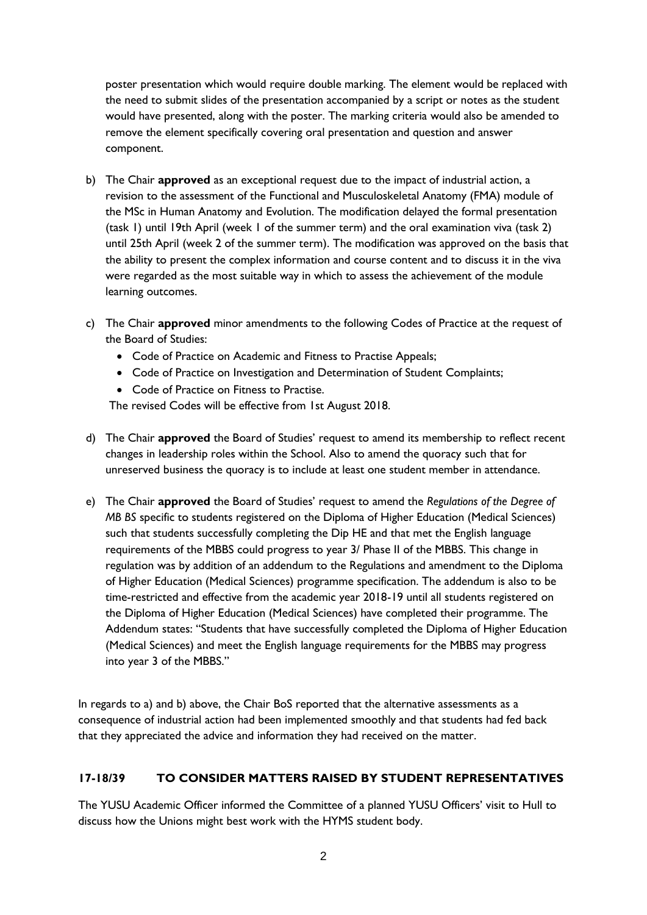poster presentation which would require double marking. The element would be replaced with the need to submit slides of the presentation accompanied by a script or notes as the student would have presented, along with the poster. The marking criteria would also be amended to remove the element specifically covering oral presentation and question and answer component.

b) The Chair **approved** as an exceptional request due to the impact of industrial action, a revision to the assessment of the Functional and Musculoskeletal Anatomy (FMA) module of the MSc in Human Anatomy and Evolution. The modification delayed the formal presentation (task 1) until 19th April (week 1 of the summer term) and the oral examination viva (task 2) until 25th April (week 2 of the summer term). The modification was approved on the basis that the ability to present the complex information and course content and to discuss it in the viva were regarded as the most suitable way in which to assess the achievement of the module learning outcomes.

c) The Chair **approved** minor amendments to the following Codes of Practice at the request of the Board of Studies:
   - Code of Practice on Academic and Fitness to Practise Appeals;
   - Code of Practice on Investigation and Determination of Student Complaints;
   - Code of Practice on Fitness to Practise.

   The revised Codes will be effective from 1st August 2018.

d) The Chair **approved** the Board of Studies' request to amend its membership to reflect recent changes in leadership roles within the School. Also to amend the quoracy such that for unreserved business the quoracy is to include at least one student member in attendance.

e) The Chair **approved** the Board of Studies' request to amend the *Regulations of the Degree of MB BS* specific to students registered on the Diploma of Higher Education (Medical Sciences) such that students successfully completing the Dip HE and that met the English language requirements of the MBBS could progress to year 3/ Phase II of the MBBS. This change in regulation was by addition of an addendum to the Regulations and amendment to the Diploma of Higher Education (Medical Sciences) programme specification. The addendum is also to be time-restricted and effective from the academic year 2018-19 until all students registered on the Diploma of Higher Education (Medical Sciences) have completed their programme. The Addendum states: "Students that have successfully completed the Diploma of Higher Education (Medical Sciences) and meet the English language requirements for the MBBS may progress into year 3 of the MBBS."

In regards to a) and b) above, the Chair BoS reported that the alternative assessments as a consequence of industrial action had been implemented smoothly and that students had fed back that they appreciated the advice and information they had received on the matter.

## 17-18/39 TO CONSIDER MATTERS RAISED BY STUDENT REPRESENTATIVES

The YUSU Academic Officer informed the Committee of a planned YUSU Officers' visit to Hull to discuss how the Unions might best work with the HYMS student body.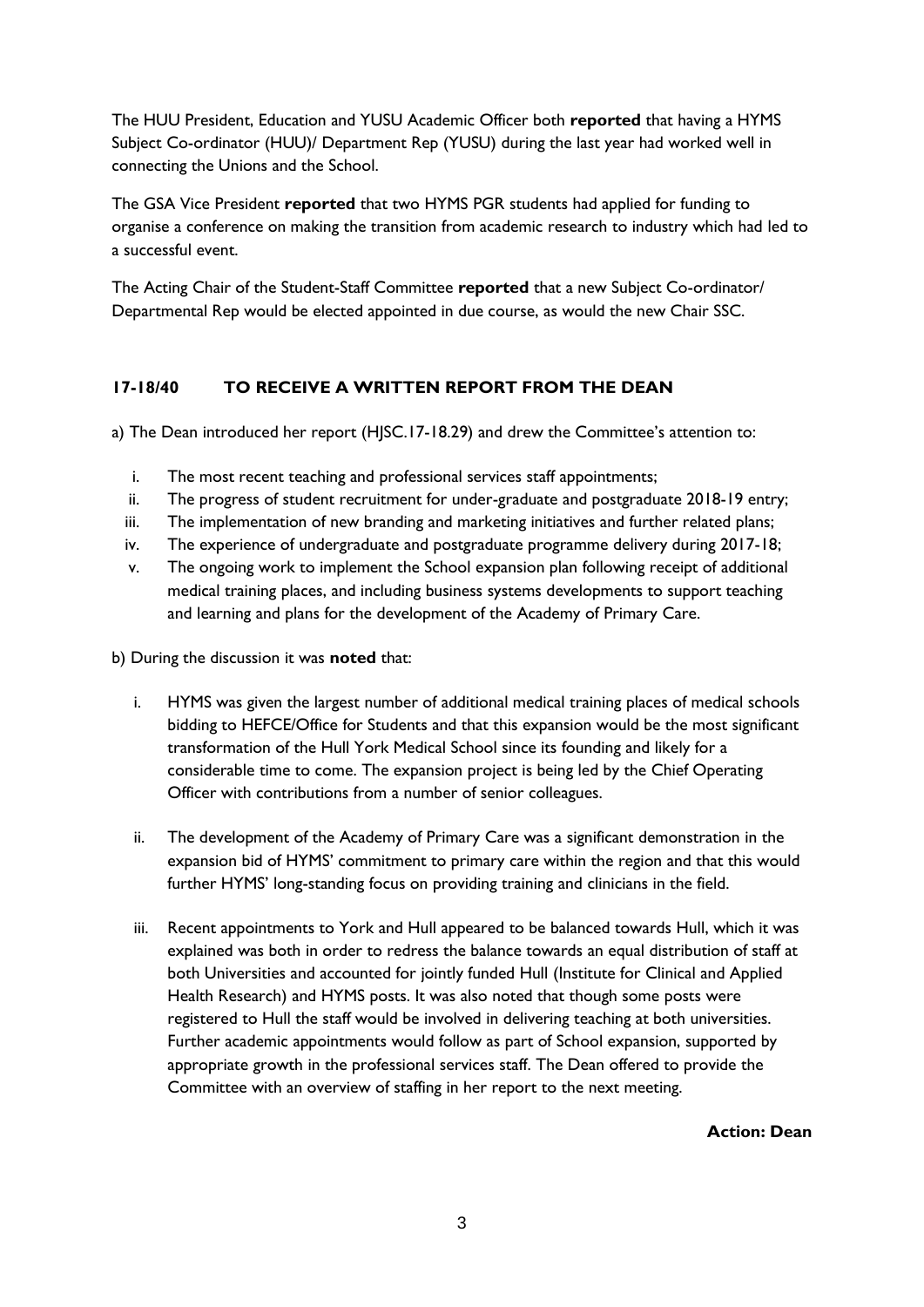The HUU President, Education and YUSU Academic Officer both **reported** that having a HYMS Subject Co-ordinator (HUU)/ Department Rep (YUSU) during the last year had worked well in connecting the Unions and the School.

The GSA Vice President **reported** that two HYMS PGR students had applied for funding to organise a conference on making the transition from academic research to industry which had led to a successful event.

The Acting Chair of the Student-Staff Committee **reported** that a new Subject Co-ordinator/ Departmental Rep would be elected appointed in due course, as would the new Chair SSC.

## 17-18/40 TO RECEIVE A WRITTEN REPORT FROM THE DEAN

a) The Dean introduced her report (HJSC.17-18.29) and drew the Committee's attention to:

i. The most recent teaching and professional services staff appointments;
ii. The progress of student recruitment for under-graduate and postgraduate 2018-19 entry;
iii. The implementation of new branding and marketing initiatives and further related plans;
iv. The experience of undergraduate and postgraduate programme delivery during 2017-18;
v. The ongoing work to implement the School expansion plan following receipt of additional medical training places, and including business systems developments to support teaching and learning and plans for the development of the Academy of Primary Care.

b) During the discussion it was **noted** that:

i. HYMS was given the largest number of additional medical training places of medical schools bidding to HEFCE/Office for Students and that this expansion would be the most significant transformation of the Hull York Medical School since its founding and likely for a considerable time to come. The expansion project is being led by the Chief Operating Officer with contributions from a number of senior colleagues.

ii. The development of the Academy of Primary Care was a significant demonstration in the expansion bid of HYMS' commitment to primary care within the region and that this would further HYMS' long-standing focus on providing training and clinicians in the field.

iii. Recent appointments to York and Hull appeared to be balanced towards Hull, which it was explained was both in order to redress the balance towards an equal distribution of staff at both Universities and accounted for jointly funded Hull (Institute for Clinical and Applied Health Research) and HYMS posts. It was also noted that though some posts were registered to Hull the staff would be involved in delivering teaching at both universities. Further academic appointments would follow as part of School expansion, supported by appropriate growth in the professional services staff. The Dean offered to provide the Committee with an overview of staffing in her report to the next meeting.

**Action: Dean**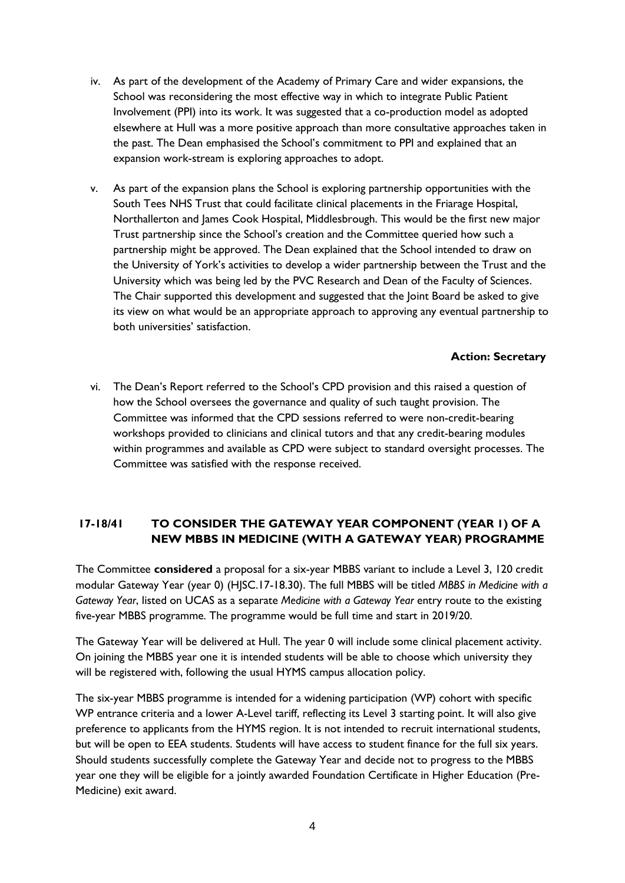iv. As part of the development of the Academy of Primary Care and wider expansions, the School was reconsidering the most effective way in which to integrate Public Patient Involvement (PPI) into its work. It was suggested that a co-production model as adopted elsewhere at Hull was a more positive approach than more consultative approaches taken in the past. The Dean emphasised the School's commitment to PPI and explained that an expansion work-stream is exploring approaches to adopt.

v. As part of the expansion plans the School is exploring partnership opportunities with the South Tees NHS Trust that could facilitate clinical placements in the Friarage Hospital, Northallerton and James Cook Hospital, Middlesbrough. This would be the first new major Trust partnership since the School's creation and the Committee queried how such a partnership might be approved. The Dean explained that the School intended to draw on the University of York's activities to develop a wider partnership between the Trust and the University which was being led by the PVC Research and Dean of the Faculty of Sciences. The Chair supported this development and suggested that the Joint Board be asked to give its view on what would be an appropriate approach to approving any eventual partnership to both universities' satisfaction.

**Action: Secretary**

vi. The Dean's Report referred to the School's CPD provision and this raised a question of how the School oversees the governance and quality of such taught provision. The Committee was informed that the CPD sessions referred to were non-credit-bearing workshops provided to clinicians and clinical tutors and that any credit-bearing modules within programmes and available as CPD were subject to standard oversight processes. The Committee was satisfied with the response received.

## 17-18/41 TO CONSIDER THE GATEWAY YEAR COMPONENT (YEAR 1) OF A NEW MBBS IN MEDICINE (WITH A GATEWAY YEAR) PROGRAMME

The Committee **considered** a proposal for a six-year MBBS variant to include a Level 3, 120 credit modular Gateway Year (year 0) (HJSC.17-18.30). The full MBBS will be titled *MBBS in Medicine with a Gateway Year*, listed on UCAS as a separate *Medicine with a Gateway Year* entry route to the existing five-year MBBS programme. The programme would be full time and start in 2019/20.

The Gateway Year will be delivered at Hull. The year 0 will include some clinical placement activity. On joining the MBBS year one it is intended students will be able to choose which university they will be registered with, following the usual HYMS campus allocation policy.

The six-year MBBS programme is intended for a widening participation (WP) cohort with specific WP entrance criteria and a lower A-Level tariff, reflecting its Level 3 starting point. It will also give preference to applicants from the HYMS region. It is not intended to recruit international students, but will be open to EEA students. Students will have access to student finance for the full six years. Should students successfully complete the Gateway Year and decide not to progress to the MBBS year one they will be eligible for a jointly awarded Foundation Certificate in Higher Education (Pre-Medicine) exit award.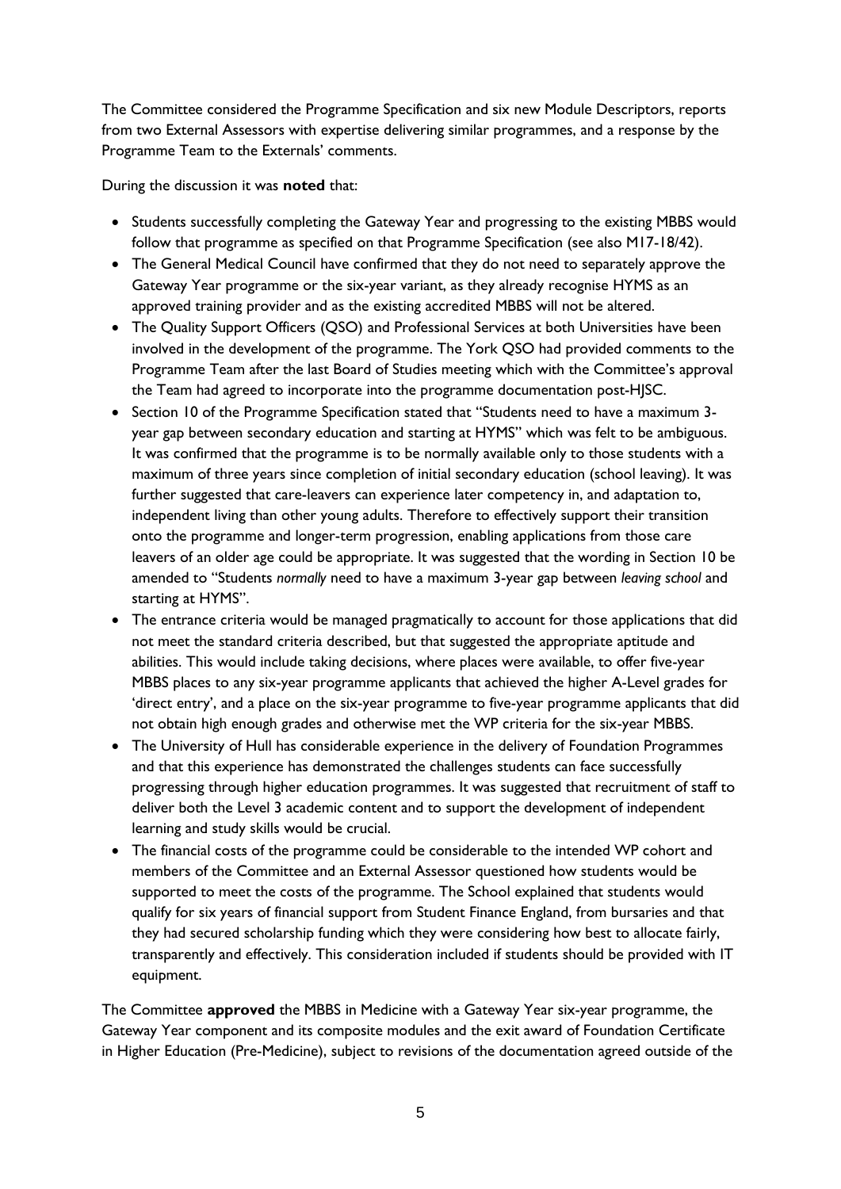The Committee considered the Programme Specification and six new Module Descriptors, reports from two External Assessors with expertise delivering similar programmes, and a response by the Programme Team to the Externals' comments.

During the discussion it was **noted** that:

- Students successfully completing the Gateway Year and progressing to the existing MBBS would follow that programme as specified on that Programme Specification (see also M17-18/42).
- The General Medical Council have confirmed that they do not need to separately approve the Gateway Year programme or the six-year variant, as they already recognise HYMS as an approved training provider and as the existing accredited MBBS will not be altered.
- The Quality Support Officers (QSO) and Professional Services at both Universities have been involved in the development of the programme. The York QSO had provided comments to the Programme Team after the last Board of Studies meeting which with the Committee's approval the Team had agreed to incorporate into the programme documentation post-HJSC.
- Section 10 of the Programme Specification stated that "Students need to have a maximum 3-year gap between secondary education and starting at HYMS" which was felt to be ambiguous. It was confirmed that the programme is to be normally available only to those students with a maximum of three years since completion of initial secondary education (school leaving). It was further suggested that care-leavers can experience later competency in, and adaptation to, independent living than other young adults. Therefore to effectively support their transition onto the programme and longer-term progression, enabling applications from those care leavers of an older age could be appropriate. It was suggested that the wording in Section 10 be amended to "Students *normally* need to have a maximum 3-year gap between *leaving school* and starting at HYMS".
- The entrance criteria would be managed pragmatically to account for those applications that did not meet the standard criteria described, but that suggested the appropriate aptitude and abilities. This would include taking decisions, where places were available, to offer five-year MBBS places to any six-year programme applicants that achieved the higher A-Level grades for 'direct entry', and a place on the six-year programme to five-year programme applicants that did not obtain high enough grades and otherwise met the WP criteria for the six-year MBBS.
- The University of Hull has considerable experience in the delivery of Foundation Programmes and that this experience has demonstrated the challenges students can face successfully progressing through higher education programmes. It was suggested that recruitment of staff to deliver both the Level 3 academic content and to support the development of independent learning and study skills would be crucial.
- The financial costs of the programme could be considerable to the intended WP cohort and members of the Committee and an External Assessor questioned how students would be supported to meet the costs of the programme. The School explained that students would qualify for six years of financial support from Student Finance England, from bursaries and that they had secured scholarship funding which they were considering how best to allocate fairly, transparently and effectively. This consideration included if students should be provided with IT equipment.

The Committee **approved** the MBBS in Medicine with a Gateway Year six-year programme, the Gateway Year component and its composite modules and the exit award of Foundation Certificate in Higher Education (Pre-Medicine), subject to revisions of the documentation agreed outside of the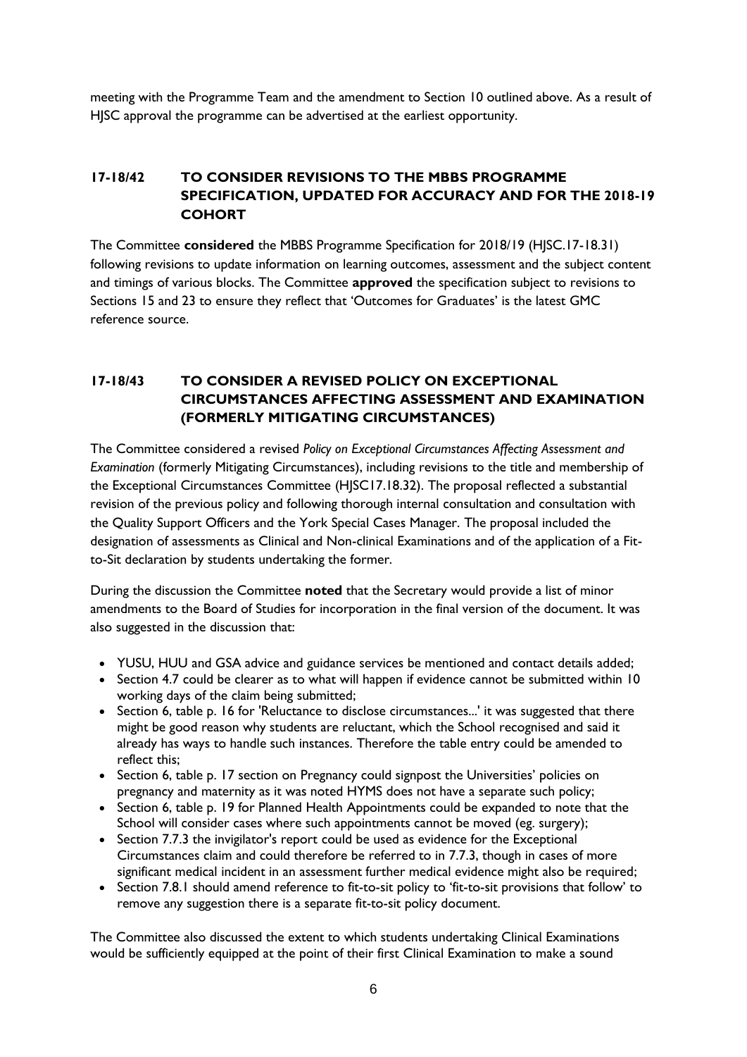meeting with the Programme Team and the amendment to Section 10 outlined above. As a result of HJSC approval the programme can be advertised at the earliest opportunity.

## 17-18/42 TO CONSIDER REVISIONS TO THE MBBS PROGRAMME SPECIFICATION, UPDATED FOR ACCURACY AND FOR THE 2018-19 COHORT

The Committee **considered** the MBBS Programme Specification for 2018/19 (HJSC.17-18.31) following revisions to update information on learning outcomes, assessment and the subject content and timings of various blocks. The Committee **approved** the specification subject to revisions to Sections 15 and 23 to ensure they reflect that 'Outcomes for Graduates' is the latest GMC reference source.

## 17-18/43 TO CONSIDER A REVISED POLICY ON EXCEPTIONAL CIRCUMSTANCES AFFECTING ASSESSMENT AND EXAMINATION (FORMERLY MITIGATING CIRCUMSTANCES)

The Committee considered a revised *Policy on Exceptional Circumstances Affecting Assessment and Examination* (formerly Mitigating Circumstances), including revisions to the title and membership of the Exceptional Circumstances Committee (HJSC17.18.32). The proposal reflected a substantial revision of the previous policy and following thorough internal consultation and consultation with the Quality Support Officers and the York Special Cases Manager. The proposal included the designation of assessments as Clinical and Non-clinical Examinations and of the application of a Fit-to-Sit declaration by students undertaking the former.

During the discussion the Committee **noted** that the Secretary would provide a list of minor amendments to the Board of Studies for incorporation in the final version of the document. It was also suggested in the discussion that:

- YUSU, HUU and GSA advice and guidance services be mentioned and contact details added;
- Section 4.7 could be clearer as to what will happen if evidence cannot be submitted within 10 working days of the claim being submitted;
- Section 6, table p. 16 for 'Reluctance to disclose circumstances...' it was suggested that there might be good reason why students are reluctant, which the School recognised and said it already has ways to handle such instances. Therefore the table entry could be amended to reflect this;
- Section 6, table p. 17 section on Pregnancy could signpost the Universities' policies on pregnancy and maternity as it was noted HYMS does not have a separate such policy;
- Section 6, table p. 19 for Planned Health Appointments could be expanded to note that the School will consider cases where such appointments cannot be moved (eg. surgery);
- Section 7.7.3 the invigilator's report could be used as evidence for the Exceptional Circumstances claim and could therefore be referred to in 7.7.3, though in cases of more significant medical incident in an assessment further medical evidence might also be required;
- Section 7.8.1 should amend reference to fit-to-sit policy to 'fit-to-sit provisions that follow' to remove any suggestion there is a separate fit-to-sit policy document.

The Committee also discussed the extent to which students undertaking Clinical Examinations would be sufficiently equipped at the point of their first Clinical Examination to make a sound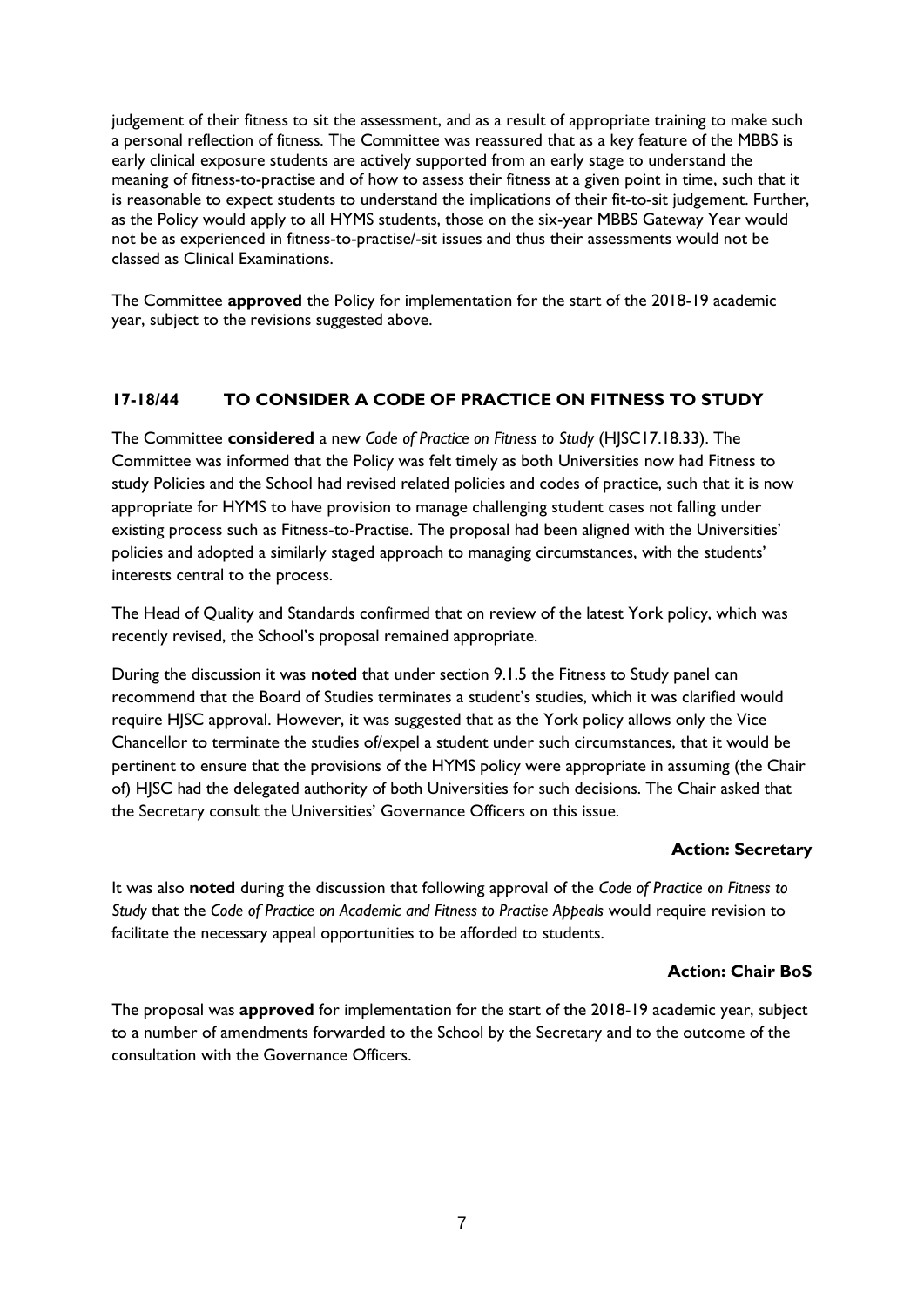judgement of their fitness to sit the assessment, and as a result of appropriate training to make such a personal reflection of fitness. The Committee was reassured that as a key feature of the MBBS is early clinical exposure students are actively supported from an early stage to understand the meaning of fitness-to-practise and of how to assess their fitness at a given point in time, such that it is reasonable to expect students to understand the implications of their fit-to-sit judgement. Further, as the Policy would apply to all HYMS students, those on the six-year MBBS Gateway Year would not be as experienced in fitness-to-practise/-sit issues and thus their assessments would not be classed as Clinical Examinations.

The Committee **approved** the Policy for implementation for the start of the 2018-19 academic year, subject to the revisions suggested above.

## 17-18/44 TO CONSIDER A CODE OF PRACTICE ON FITNESS TO STUDY

The Committee **considered** a new *Code of Practice on Fitness to Study* (HJSC17.18.33). The Committee was informed that the Policy was felt timely as both Universities now had Fitness to study Policies and the School had revised related policies and codes of practice, such that it is now appropriate for HYMS to have provision to manage challenging student cases not falling under existing process such as Fitness-to-Practise. The proposal had been aligned with the Universities' policies and adopted a similarly staged approach to managing circumstances, with the students' interests central to the process.

The Head of Quality and Standards confirmed that on review of the latest York policy, which was recently revised, the School's proposal remained appropriate.

During the discussion it was **noted** that under section 9.1.5 the Fitness to Study panel can recommend that the Board of Studies terminates a student's studies, which it was clarified would require HJSC approval. However, it was suggested that as the York policy allows only the Vice Chancellor to terminate the studies of/expel a student under such circumstances, that it would be pertinent to ensure that the provisions of the HYMS policy were appropriate in assuming (the Chair of) HJSC had the delegated authority of both Universities for such decisions. The Chair asked that the Secretary consult the Universities' Governance Officers on this issue.

**Action: Secretary**

It was also **noted** during the discussion that following approval of the *Code of Practice on Fitness to Study* that the *Code of Practice on Academic and Fitness to Practise Appeals* would require revision to facilitate the necessary appeal opportunities to be afforded to students.

**Action: Chair BoS**

The proposal was **approved** for implementation for the start of the 2018-19 academic year, subject to a number of amendments forwarded to the School by the Secretary and to the outcome of the consultation with the Governance Officers.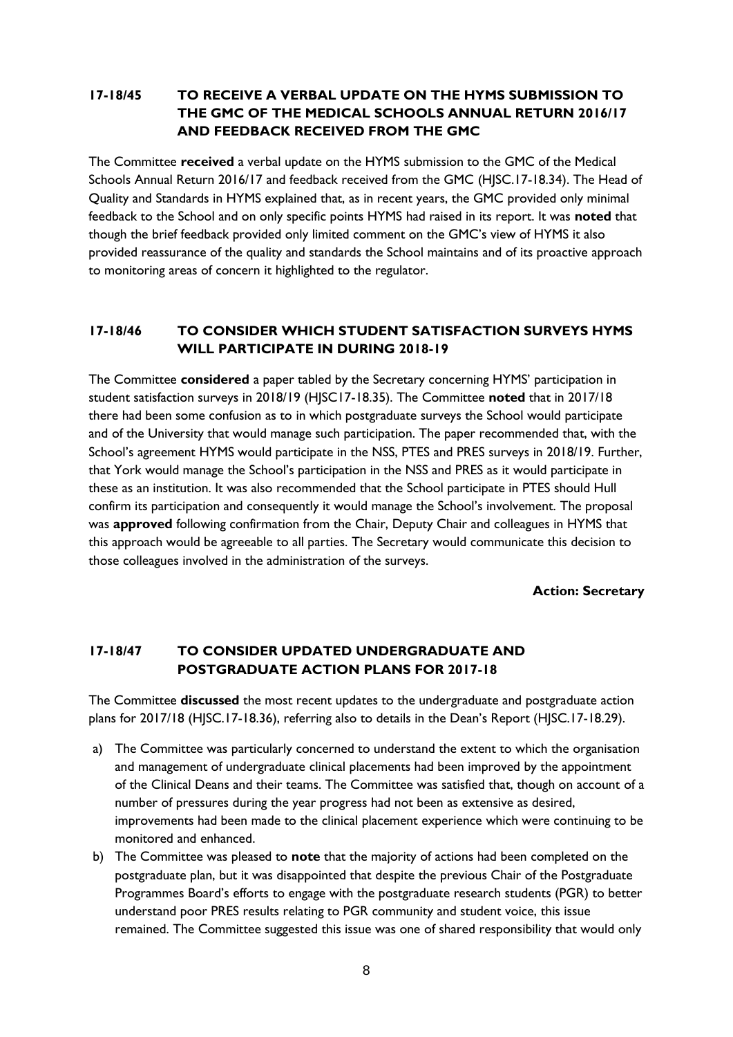## 17-18/45 TO RECEIVE A VERBAL UPDATE ON THE HYMS SUBMISSION TO THE GMC OF THE MEDICAL SCHOOLS ANNUAL RETURN 2016/17 AND FEEDBACK RECEIVED FROM THE GMC

The Committee **received** a verbal update on the HYMS submission to the GMC of the Medical Schools Annual Return 2016/17 and feedback received from the GMC (HJSC.17-18.34). The Head of Quality and Standards in HYMS explained that, as in recent years, the GMC provided only minimal feedback to the School and on only specific points HYMS had raised in its report. It was **noted** that though the brief feedback provided only limited comment on the GMC's view of HYMS it also provided reassurance of the quality and standards the School maintains and of its proactive approach to monitoring areas of concern it highlighted to the regulator.

## 17-18/46 TO CONSIDER WHICH STUDENT SATISFACTION SURVEYS HYMS WILL PARTICIPATE IN DURING 2018-19

The Committee **considered** a paper tabled by the Secretary concerning HYMS' participation in student satisfaction surveys in 2018/19 (HJSC17-18.35). The Committee **noted** that in 2017/18 there had been some confusion as to in which postgraduate surveys the School would participate and of the University that would manage such participation. The paper recommended that, with the School's agreement HYMS would participate in the NSS, PTES and PRES surveys in 2018/19. Further, that York would manage the School's participation in the NSS and PRES as it would participate in these as an institution. It was also recommended that the School participate in PTES should Hull confirm its participation and consequently it would manage the School's involvement. The proposal was **approved** following confirmation from the Chair, Deputy Chair and colleagues in HYMS that this approach would be agreeable to all parties. The Secretary would communicate this decision to those colleagues involved in the administration of the surveys.

**Action: Secretary**

## 17-18/47 TO CONSIDER UPDATED UNDERGRADUATE AND POSTGRADUATE ACTION PLANS FOR 2017-18

The Committee **discussed** the most recent updates to the undergraduate and postgraduate action plans for 2017/18 (HJSC.17-18.36), referring also to details in the Dean's Report (HJSC.17-18.29).

a) The Committee was particularly concerned to understand the extent to which the organisation and management of undergraduate clinical placements had been improved by the appointment of the Clinical Deans and their teams. The Committee was satisfied that, though on account of a number of pressures during the year progress had not been as extensive as desired, improvements had been made to the clinical placement experience which were continuing to be monitored and enhanced.

b) The Committee was pleased to **note** that the majority of actions had been completed on the postgraduate plan, but it was disappointed that despite the previous Chair of the Postgraduate Programmes Board's efforts to engage with the postgraduate research students (PGR) to better understand poor PRES results relating to PGR community and student voice, this issue remained. The Committee suggested this issue was one of shared responsibility that would only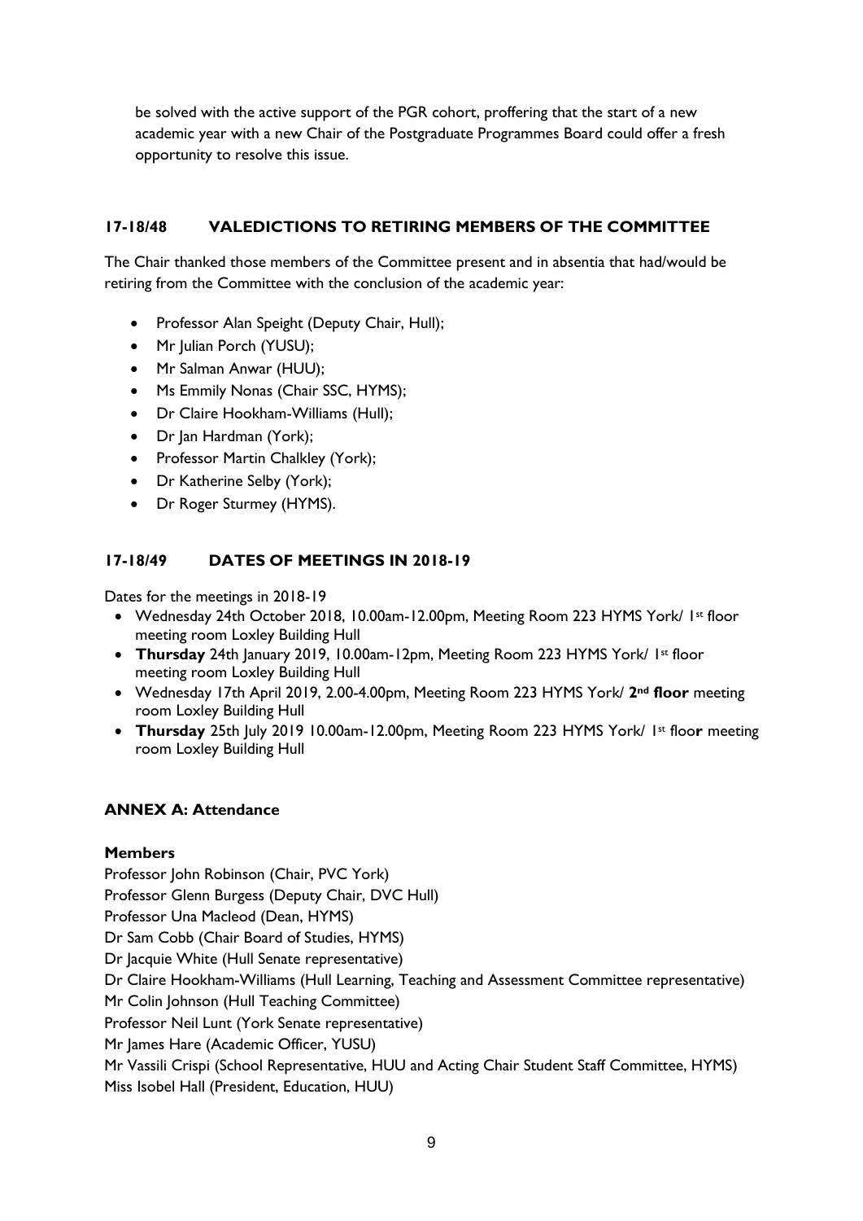be solved with the active support of the PGR cohort, proffering that the start of a new academic year with a new Chair of the Postgraduate Programmes Board could offer a fresh opportunity to resolve this issue.

## 17-18/48 VALEDICTIONS TO RETIRING MEMBERS OF THE COMMITTEE

The Chair thanked those members of the Committee present and in absentia that had/would be retiring from the Committee with the conclusion of the academic year:

- Professor Alan Speight (Deputy Chair, Hull);
- Mr Julian Porch (YUSU);
- Mr Salman Anwar (HUU);
- Ms Emmily Nonas (Chair SSC, HYMS);
- Dr Claire Hookham-Williams (Hull);
- Dr Jan Hardman (York);
- Professor Martin Chalkley (York);
- Dr Katherine Selby (York);
- Dr Roger Sturmey (HYMS).

## 17-18/49 DATES OF MEETINGS IN 2018-19

Dates for the meetings in 2018-19

- Wednesday 24th October 2018, 10.00am-12.00pm, Meeting Room 223 HYMS York/ 1st floor meeting room Loxley Building Hull
- **Thursday** 24th January 2019, 10.00am-12pm, Meeting Room 223 HYMS York/ 1st floor meeting room Loxley Building Hull
- Wednesday 17th April 2019, 2.00-4.00pm, Meeting Room 223 HYMS York/ **2nd floor** meeting room Loxley Building Hull
- **Thursday** 25th July 2019 10.00am-12.00pm, Meeting Room 223 HYMS York/ 1st floor meeting room Loxley Building Hull

## ANNEX A: Attendance

**Members**

Professor John Robinson (Chair, PVC York)
Professor Glenn Burgess (Deputy Chair, DVC Hull)
Professor Una Macleod (Dean, HYMS)
Dr Sam Cobb (Chair Board of Studies, HYMS)
Dr Jacquie White (Hull Senate representative)
Dr Claire Hookham-Williams (Hull Learning, Teaching and Assessment Committee representative)
Mr Colin Johnson (Hull Teaching Committee)
Professor Neil Lunt (York Senate representative)
Mr James Hare (Academic Officer, YUSU)
Mr Vassili Crispi (School Representative, HUU and Acting Chair Student Staff Committee, HYMS)
Miss Isobel Hall (President, Education, HUU)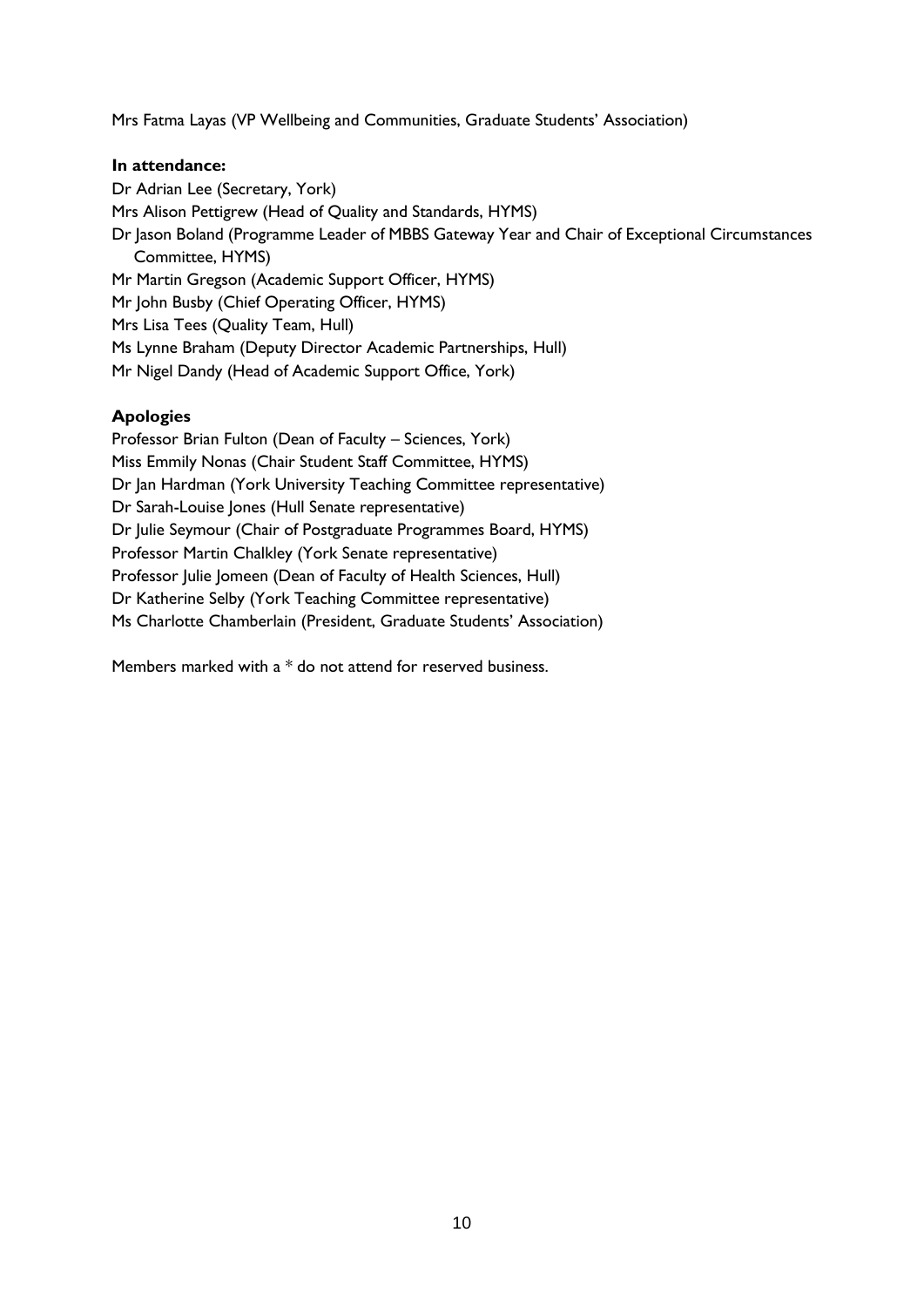Mrs Fatma Layas (VP Wellbeing and Communities, Graduate Students' Association)

**In attendance:**

Dr Adrian Lee (Secretary, York)
Mrs Alison Pettigrew (Head of Quality and Standards, HYMS)
Dr Jason Boland (Programme Leader of MBBS Gateway Year and Chair of Exceptional Circumstances Committee, HYMS)
Mr Martin Gregson (Academic Support Officer, HYMS)
Mr John Busby (Chief Operating Officer, HYMS)
Mrs Lisa Tees (Quality Team, Hull)
Ms Lynne Braham (Deputy Director Academic Partnerships, Hull)
Mr Nigel Dandy (Head of Academic Support Office, York)

**Apologies**

Professor Brian Fulton (Dean of Faculty – Sciences, York)
Miss Emmily Nonas (Chair Student Staff Committee, HYMS)
Dr Jan Hardman (York University Teaching Committee representative)
Dr Sarah-Louise Jones (Hull Senate representative)
Dr Julie Seymour (Chair of Postgraduate Programmes Board, HYMS)
Professor Martin Chalkley (York Senate representative)
Professor Julie Jomeen (Dean of Faculty of Health Sciences, Hull)
Dr Katherine Selby (York Teaching Committee representative)
Ms Charlotte Chamberlain (President, Graduate Students' Association)

Members marked with a * do not attend for reserved business.